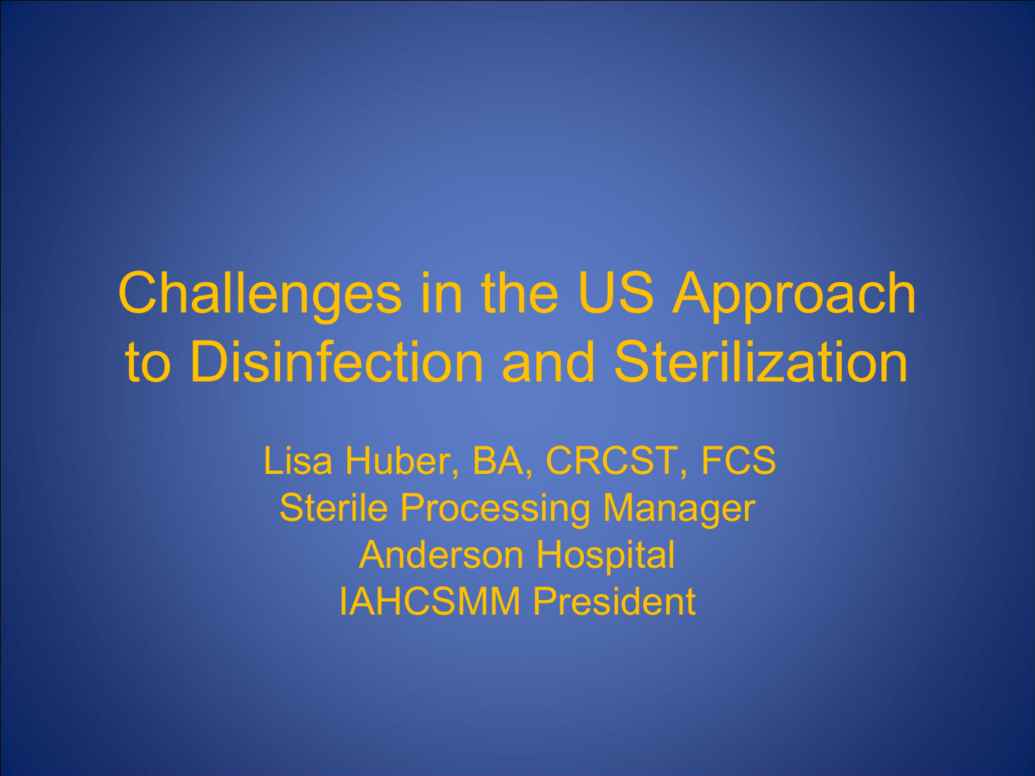# Challenges in the US Approach to Disinfection and Sterilization

Lisa Huber, BA, CRCST, FCS
Sterile Processing Manager
Anderson Hospital
IAHCSMM President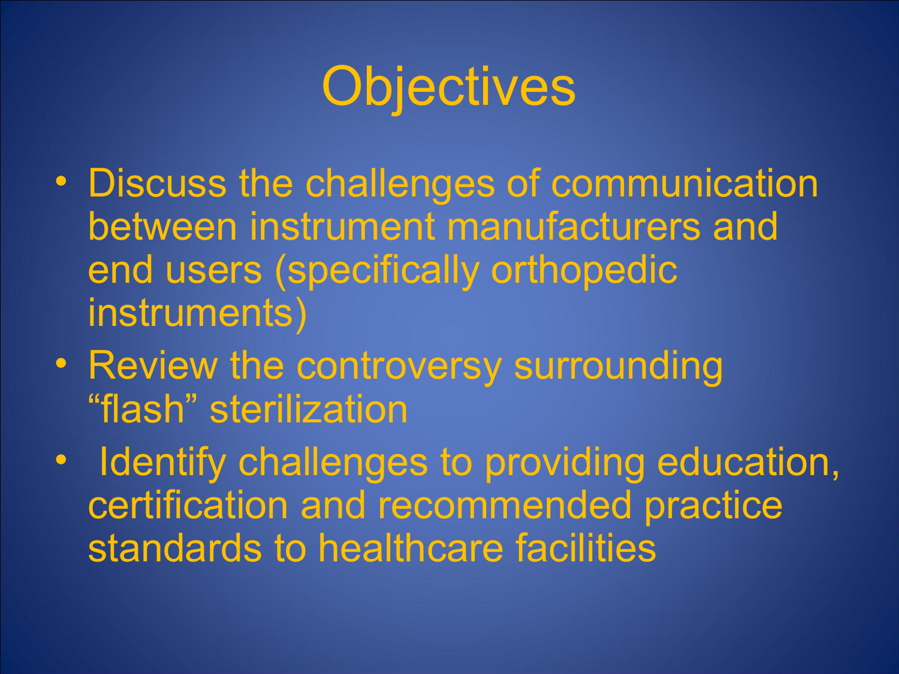# Objectives

- Discuss the challenges of communication between instrument manufacturers and end users (specifically orthopedic instruments)
- Review the controversy surrounding "flash" sterilization
- Identify challenges to providing education, certification and recommended practice standards to healthcare facilities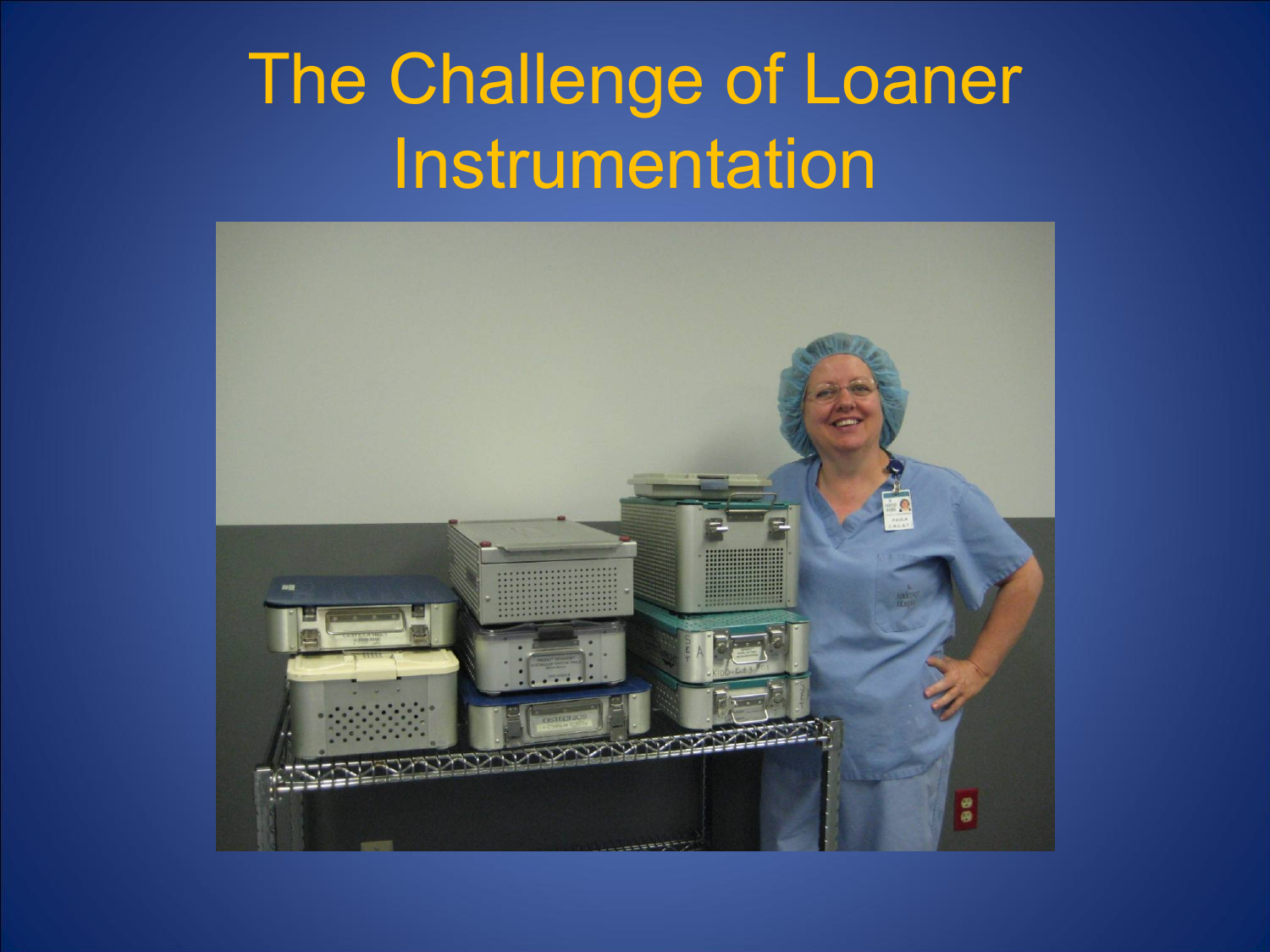# The Challenge of Loaner Instrumentation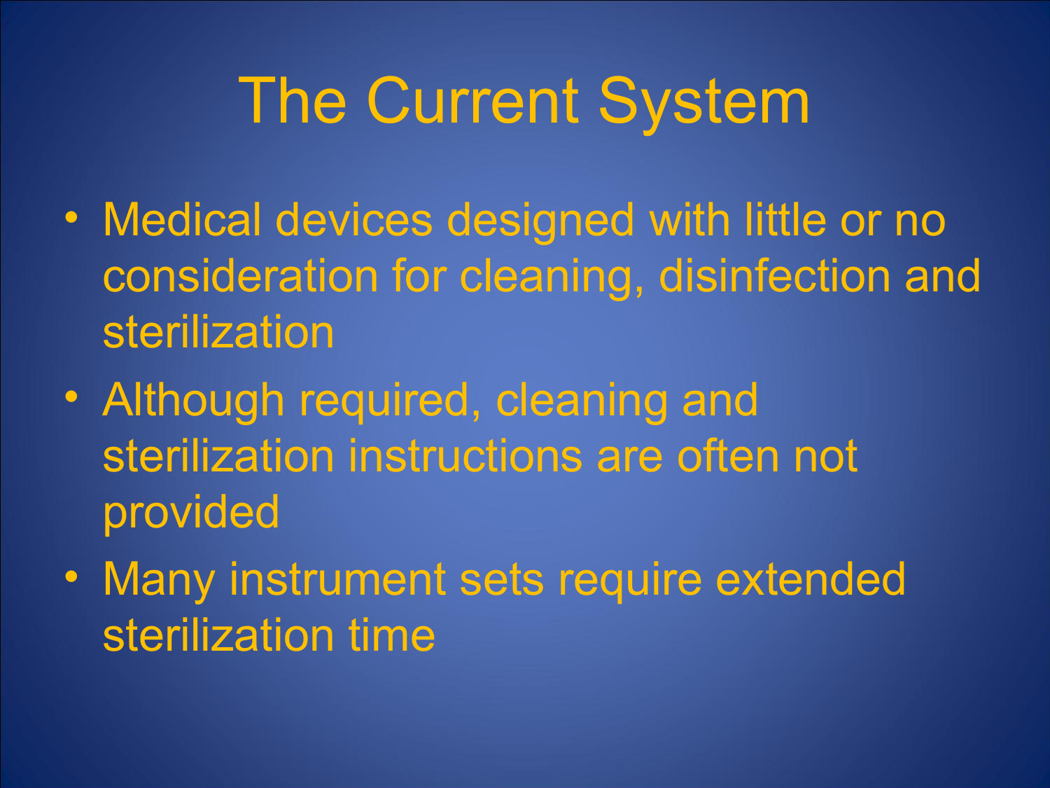# The Current System

- Medical devices designed with little or no consideration for cleaning, disinfection and sterilization
- Although required, cleaning and sterilization instructions are often not provided
- Many instrument sets require extended sterilization time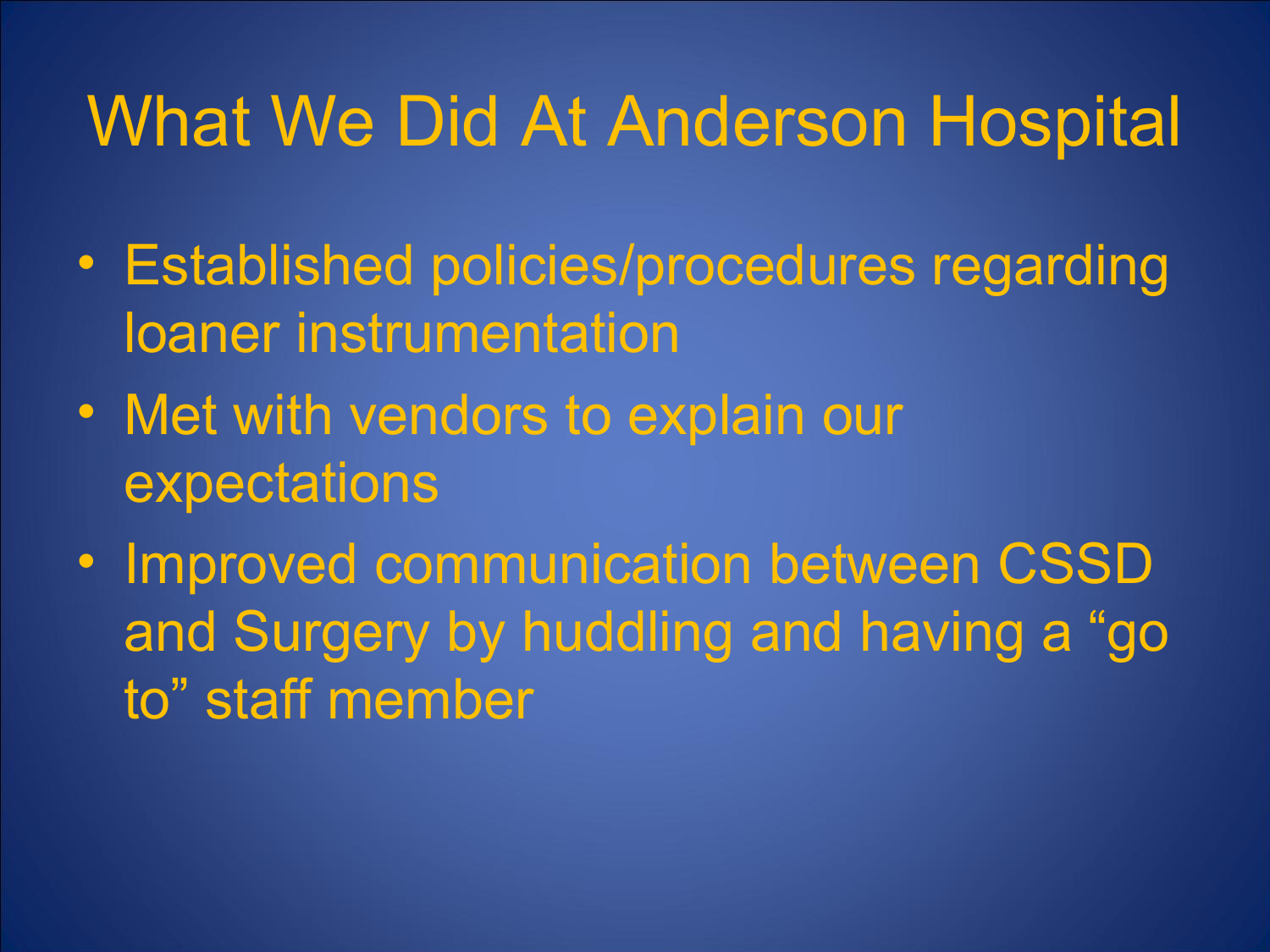# What We Did At Anderson Hospital

- Established policies/procedures regarding loaner instrumentation
- Met with vendors to explain our expectations
- Improved communication between CSSD and Surgery by huddling and having a “go to” staff member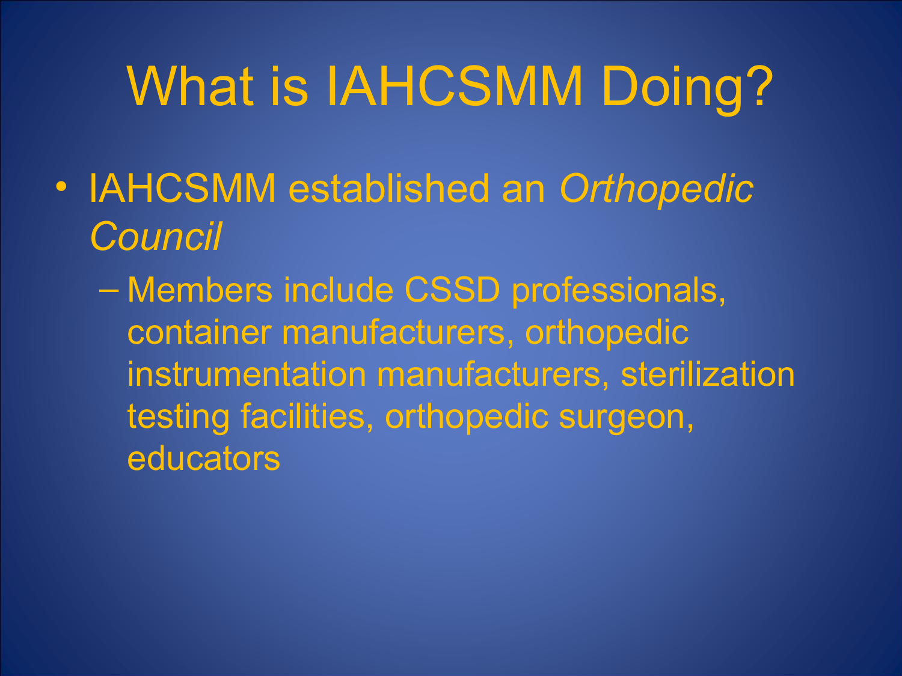# What is IAHCSMM Doing?

- IAHCSMM established an *Orthopedic Council*
  - Members include CSSD professionals, container manufacturers, orthopedic instrumentation manufacturers, sterilization testing facilities, orthopedic surgeon, educators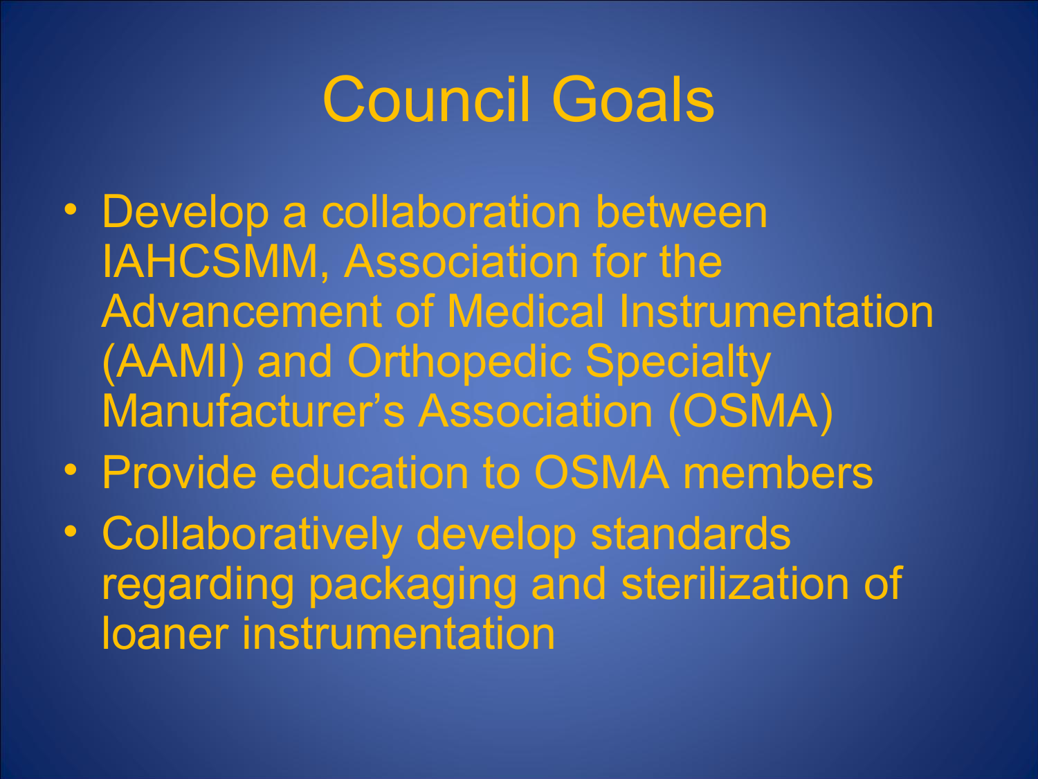# Council Goals

- Develop a collaboration between IAHCSMM, Association for the Advancement of Medical Instrumentation (AAMI) and Orthopedic Specialty Manufacturer's Association (OSMA)
- Provide education to OSMA members
- Collaboratively develop standards regarding packaging and sterilization of loaner instrumentation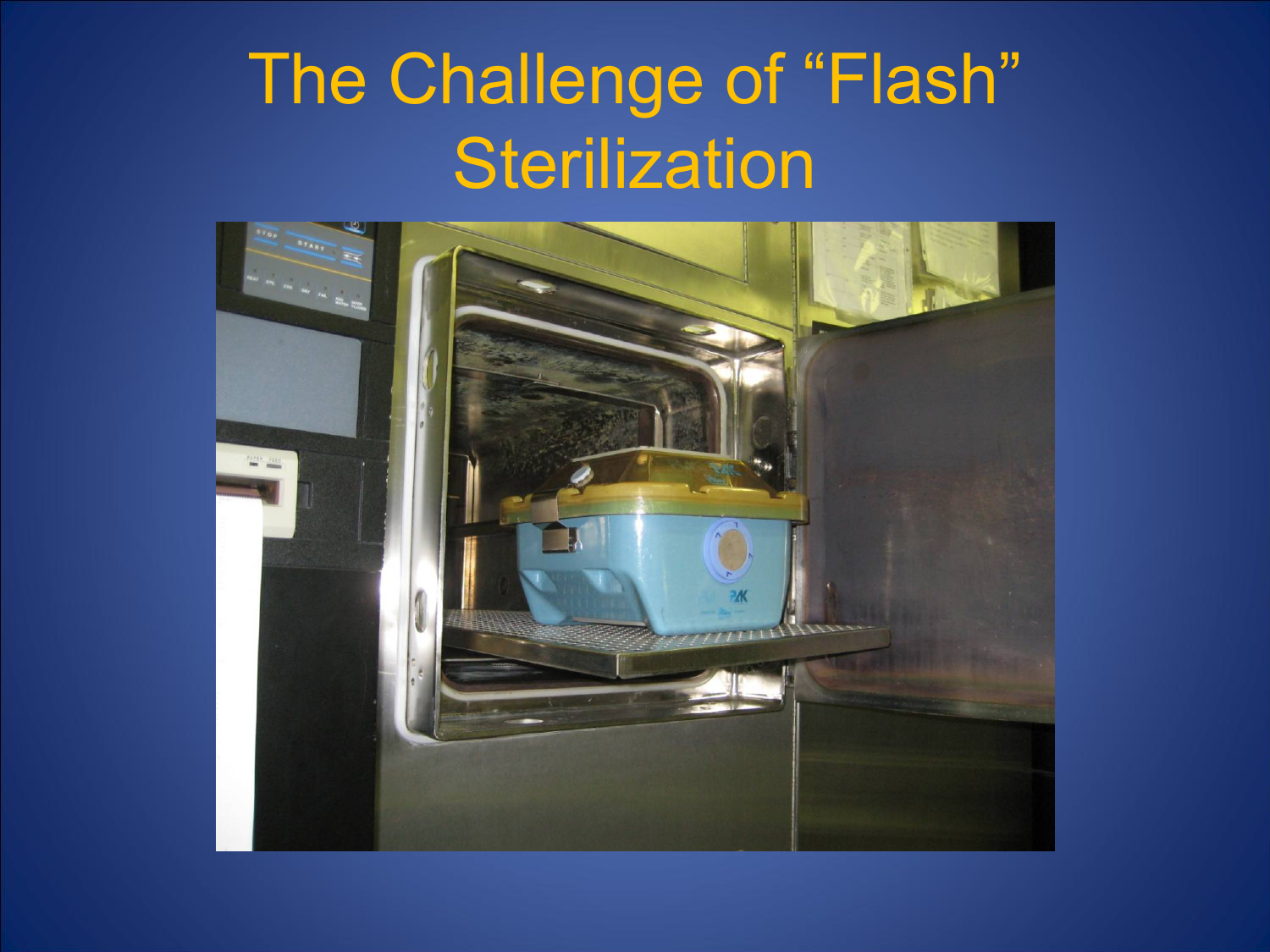# The Challenge of “Flash” Sterilization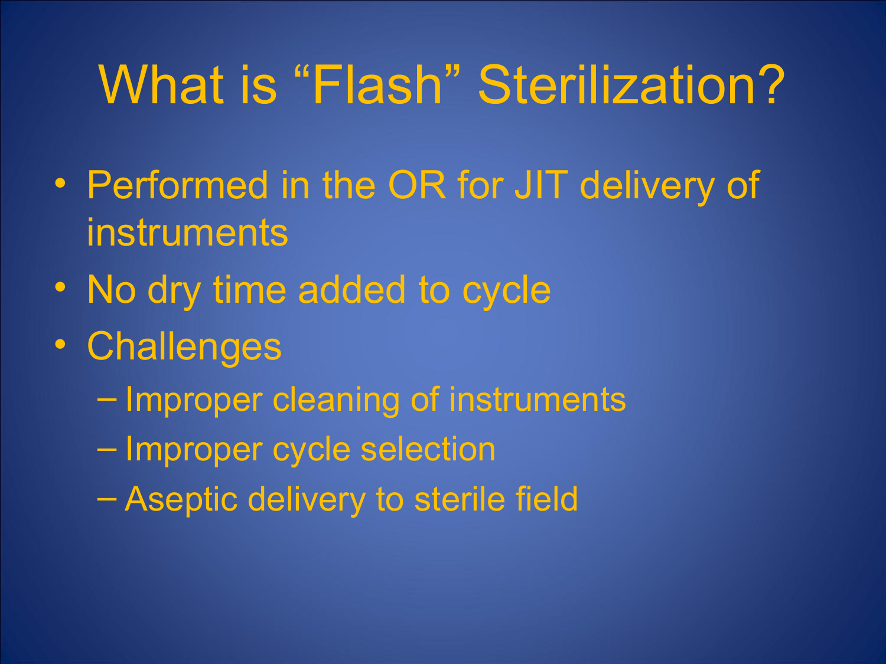# What is "Flash" Sterilization?

- Performed in the OR for JIT delivery of instruments
- No dry time added to cycle
- Challenges
  - Improper cleaning of instruments
  - Improper cycle selection
  - Aseptic delivery to sterile field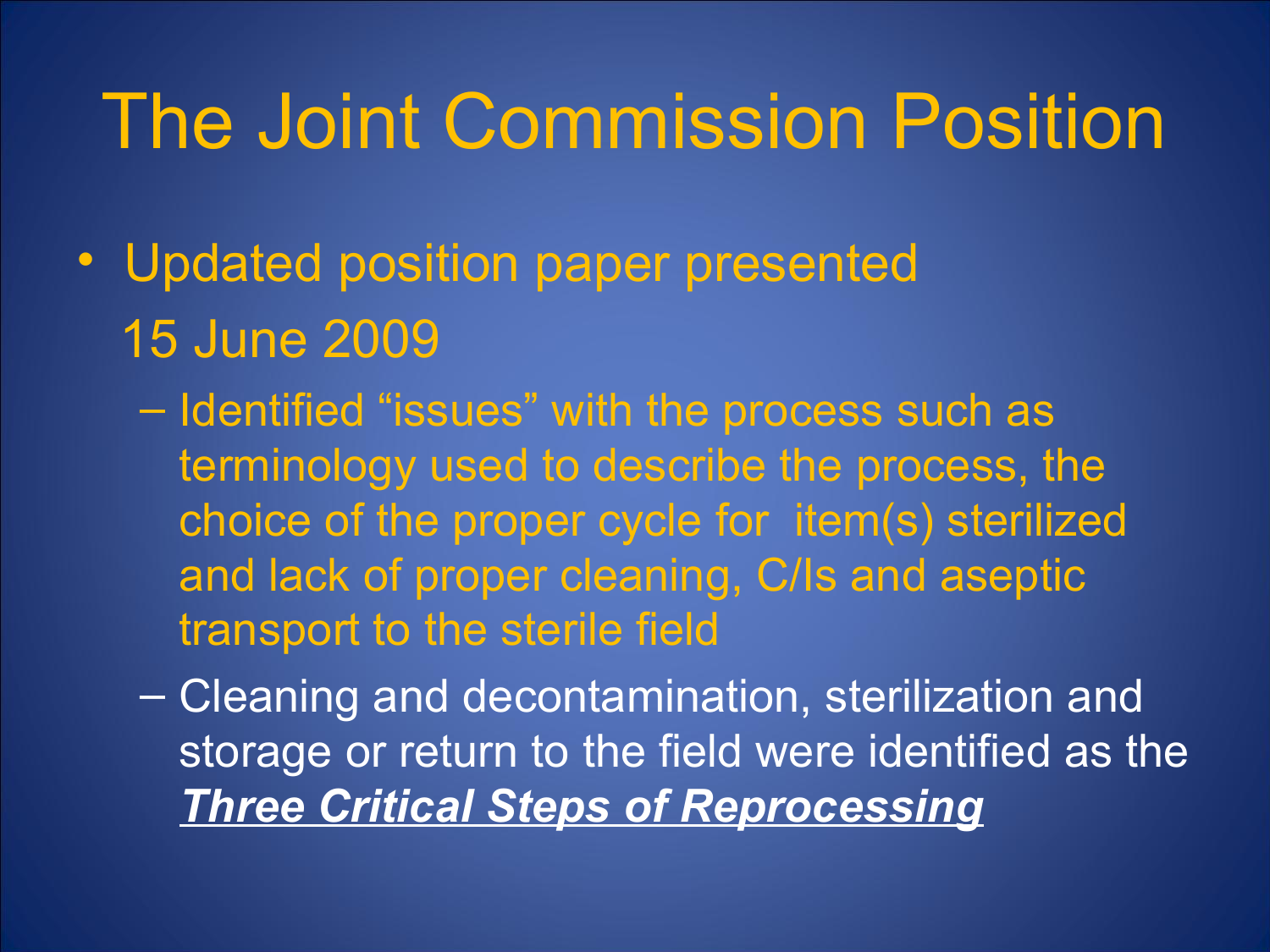# The Joint Commission Position

- Updated position paper presented 15 June 2009
  - Identified “issues” with the process such as terminology used to describe the process, the choice of the proper cycle for item(s) sterilized and lack of proper cleaning, C/Is and aseptic transport to the sterile field
  - Cleaning and decontamination, sterilization and storage or return to the field were identified as the ***Three Critical Steps of Reprocessing***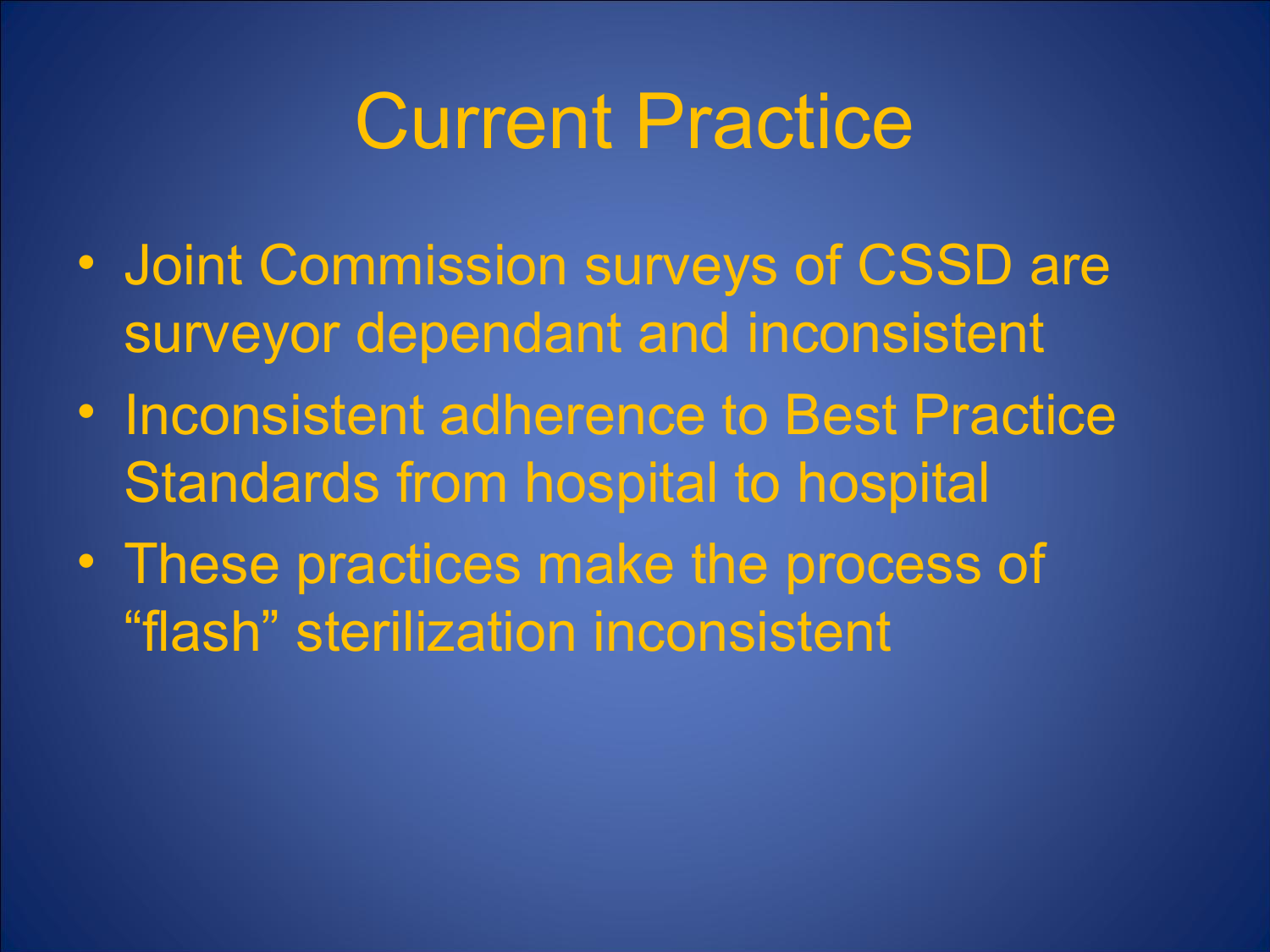# Current Practice

- Joint Commission surveys of CSSD are surveyor dependant and inconsistent
- Inconsistent adherence to Best Practice Standards from hospital to hospital
- These practices make the process of “flash” sterilization inconsistent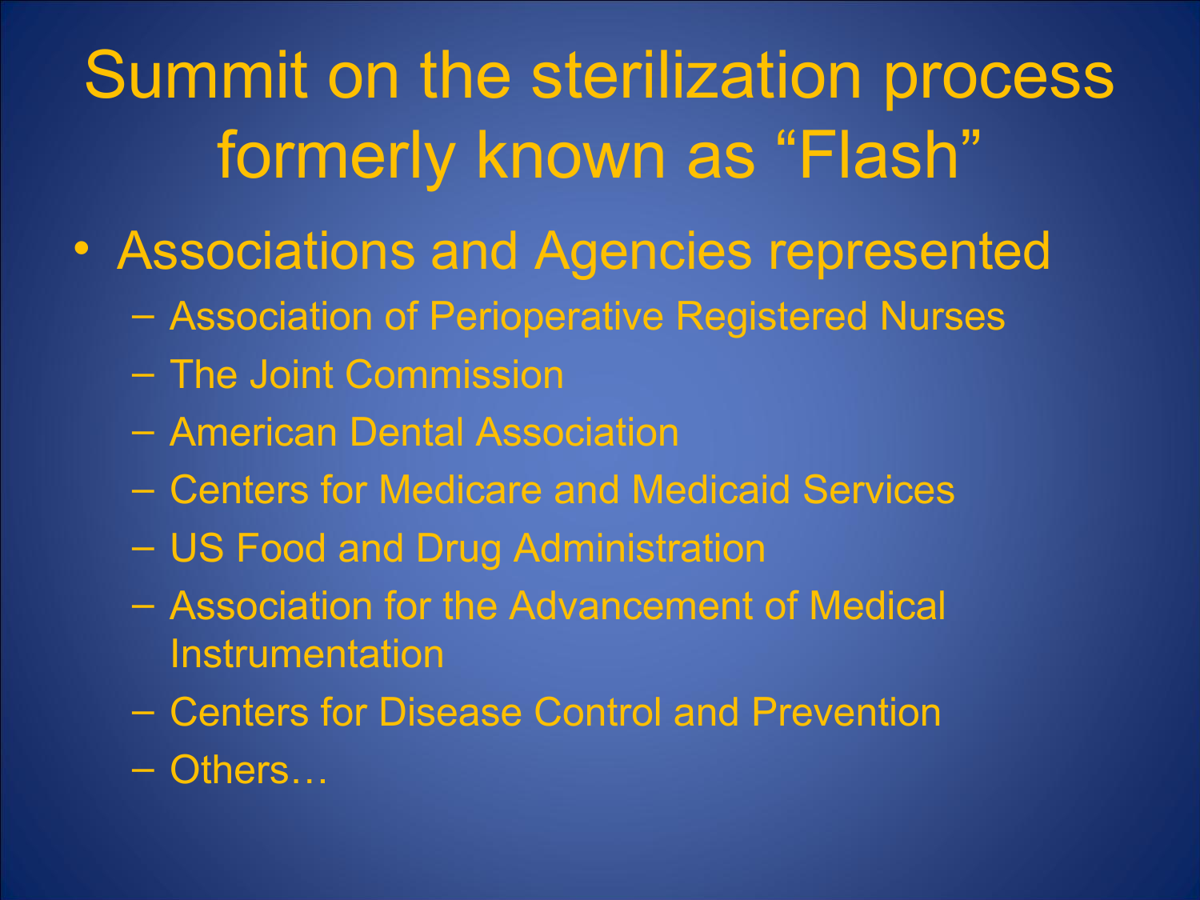# Summit on the sterilization process formerly known as “Flash”

- Associations and Agencies represented
  - Association of Perioperative Registered Nurses
  - The Joint Commission
  - American Dental Association
  - Centers for Medicare and Medicaid Services
  - US Food and Drug Administration
  - Association for the Advancement of Medical Instrumentation
  - Centers for Disease Control and Prevention
  - Others…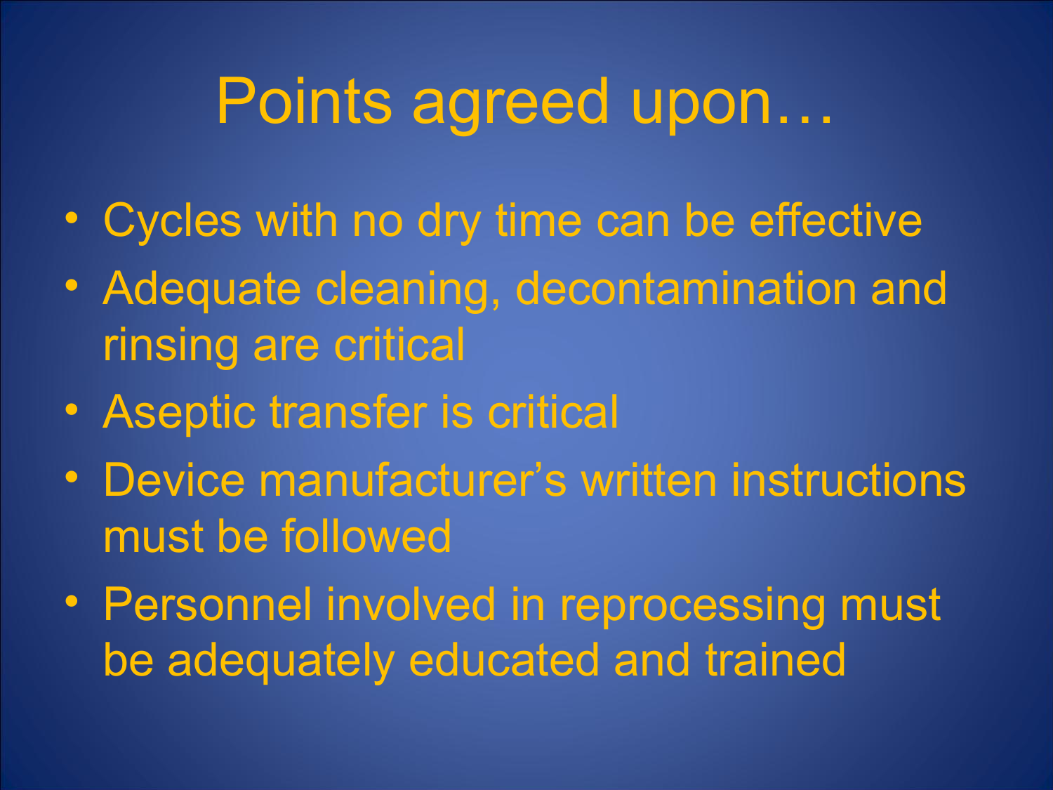# Points agreed upon…

- Cycles with no dry time can be effective
- Adequate cleaning, decontamination and rinsing are critical
- Aseptic transfer is critical
- Device manufacturer's written instructions must be followed
- Personnel involved in reprocessing must be adequately educated and trained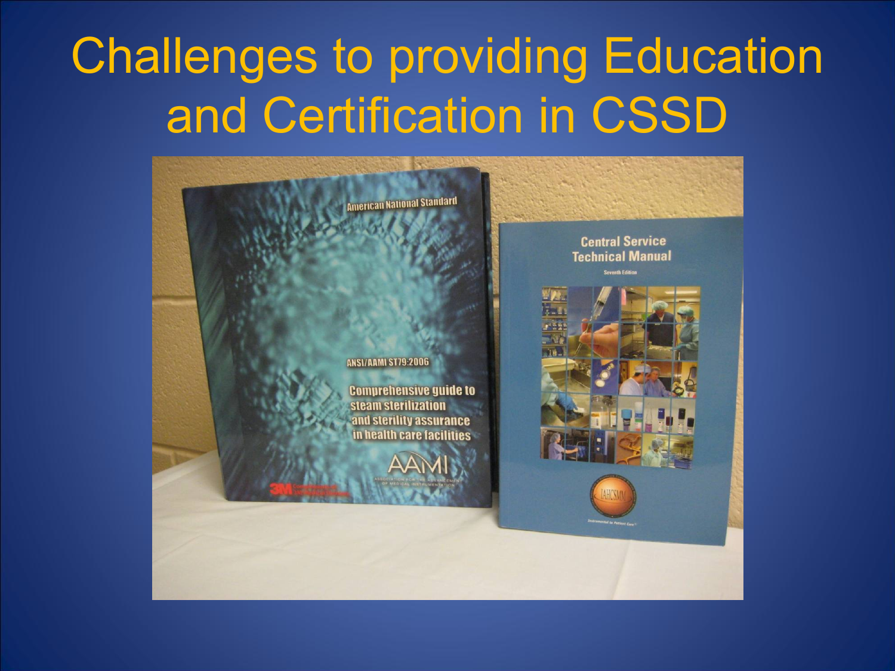# Challenges to providing Education and Certification in CSSD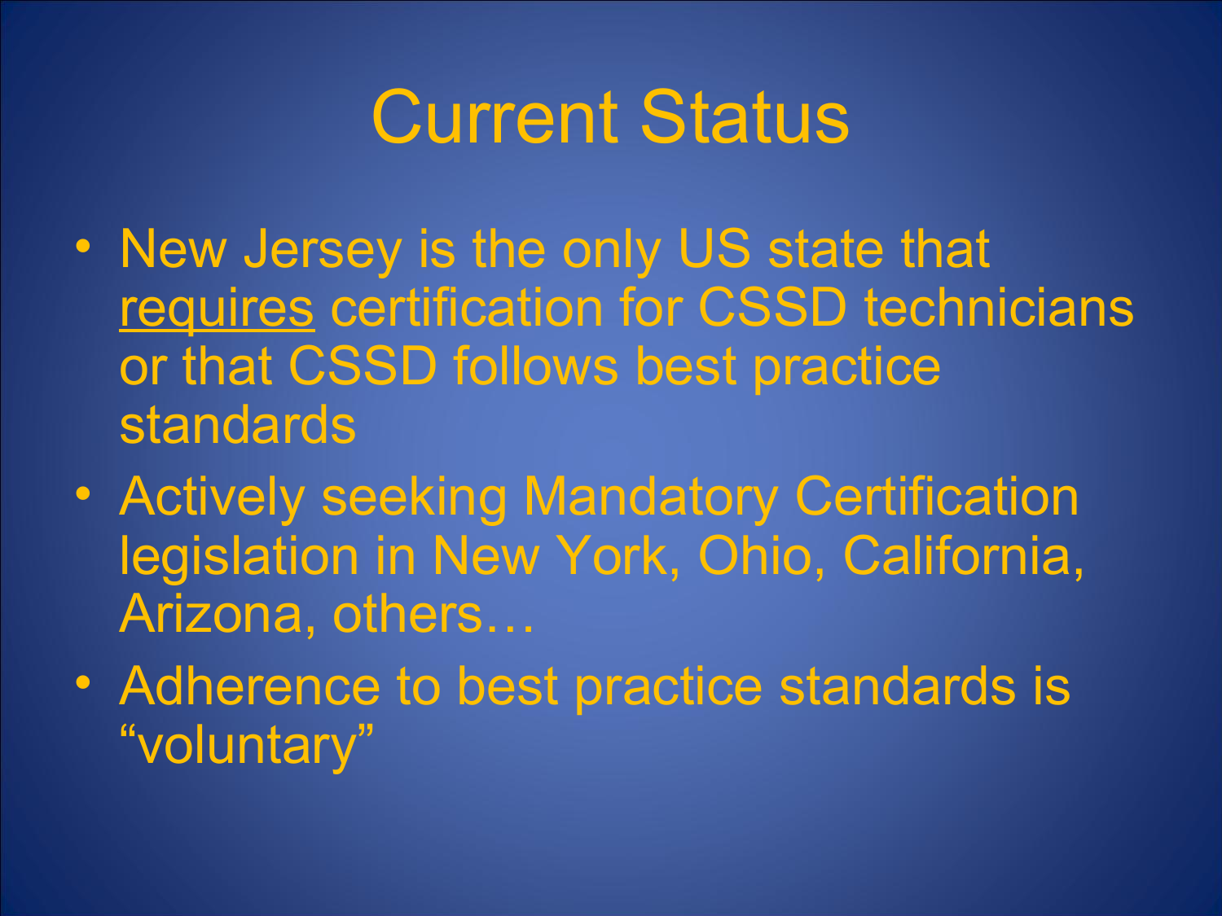# Current Status

- New Jersey is the only US state that <u>requires</u> certification for CSSD technicians or that CSSD follows best practice standards
- Actively seeking Mandatory Certification legislation in New York, Ohio, California, Arizona, others…
- Adherence to best practice standards is "voluntary"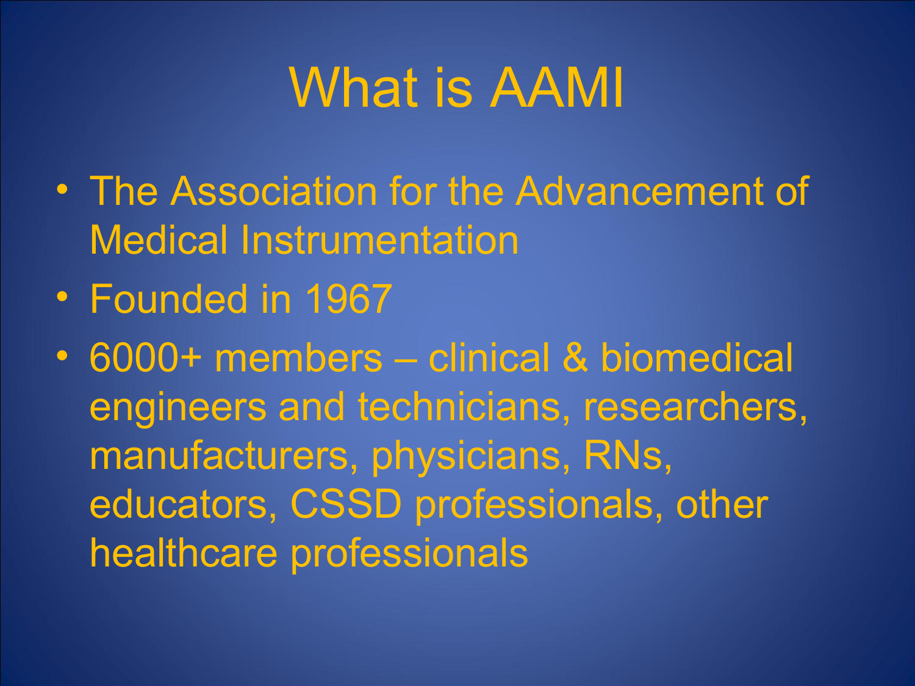# What is AAMI

- The Association for the Advancement of Medical Instrumentation
- Founded in 1967
- 6000+ members – clinical & biomedical engineers and technicians, researchers, manufacturers, physicians, RNs, educators, CSSD professionals, other healthcare professionals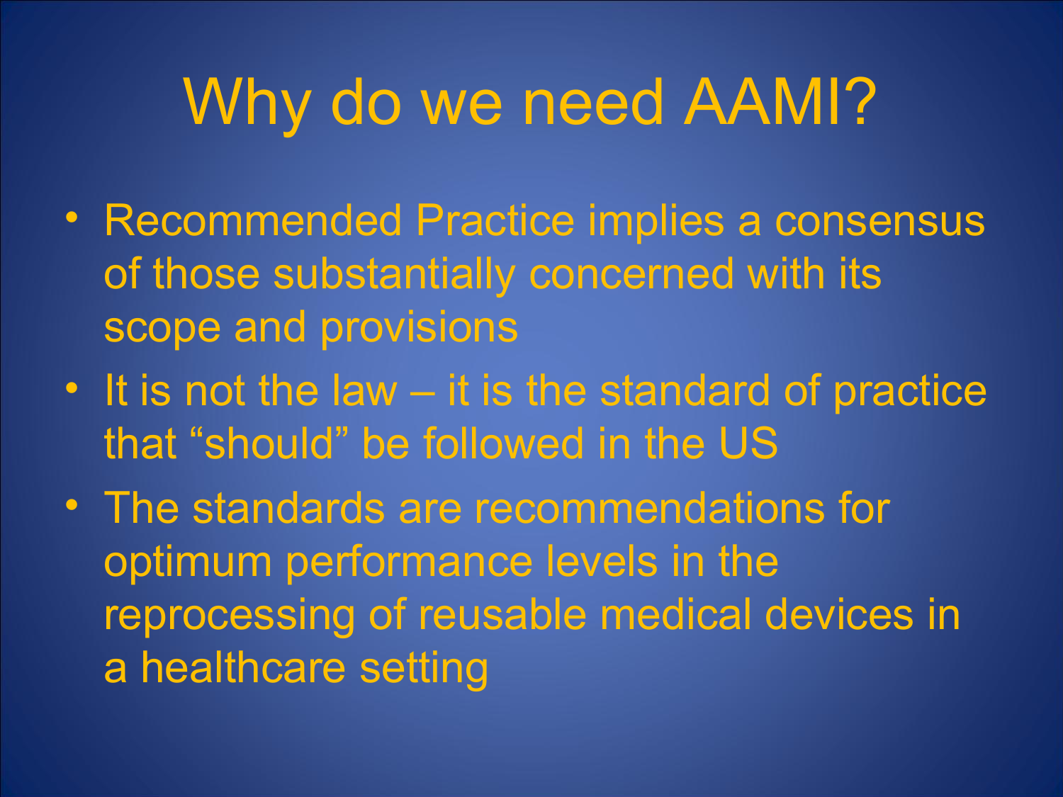# Why do we need AAMI?

- Recommended Practice implies a consensus of those substantially concerned with its scope and provisions
- It is not the law – it is the standard of practice that "should" be followed in the US
- The standards are recommendations for optimum performance levels in the reprocessing of reusable medical devices in a healthcare setting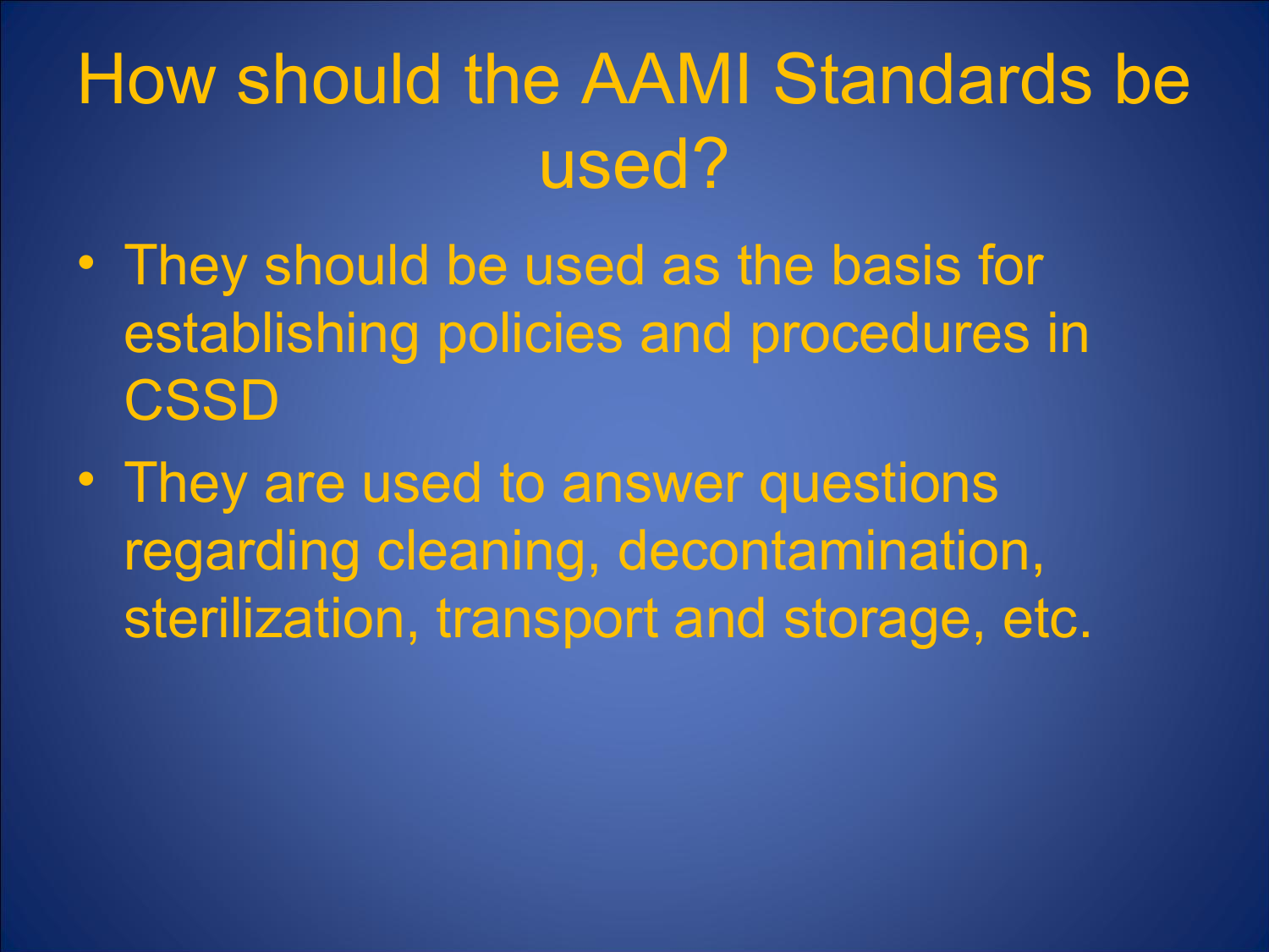# How should the AAMI Standards be used?

- They should be used as the basis for establishing policies and procedures in CSSD
- They are used to answer questions regarding cleaning, decontamination, sterilization, transport and storage, etc.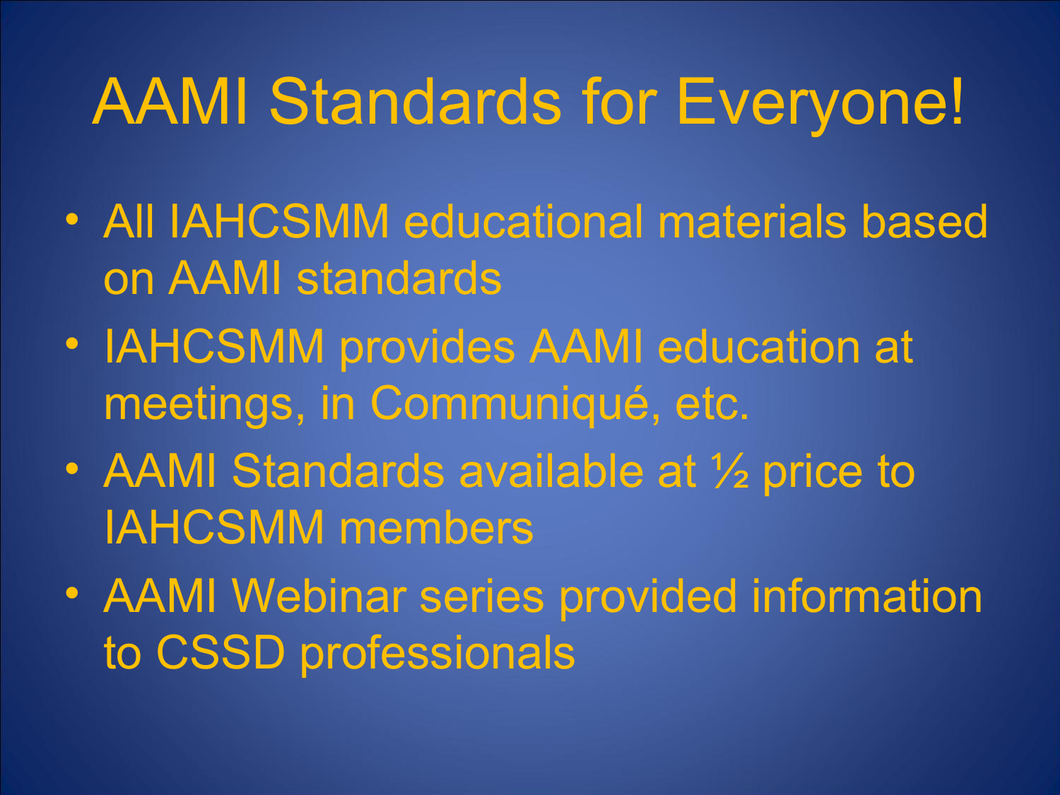# AAMI Standards for Everyone!

- All IAHCSMM educational materials based on AAMI standards
- IAHCSMM provides AAMI education at meetings, in Communiqué, etc.
- AAMI Standards available at ½ price to IAHCSMM members
- AAMI Webinar series provided information to CSSD professionals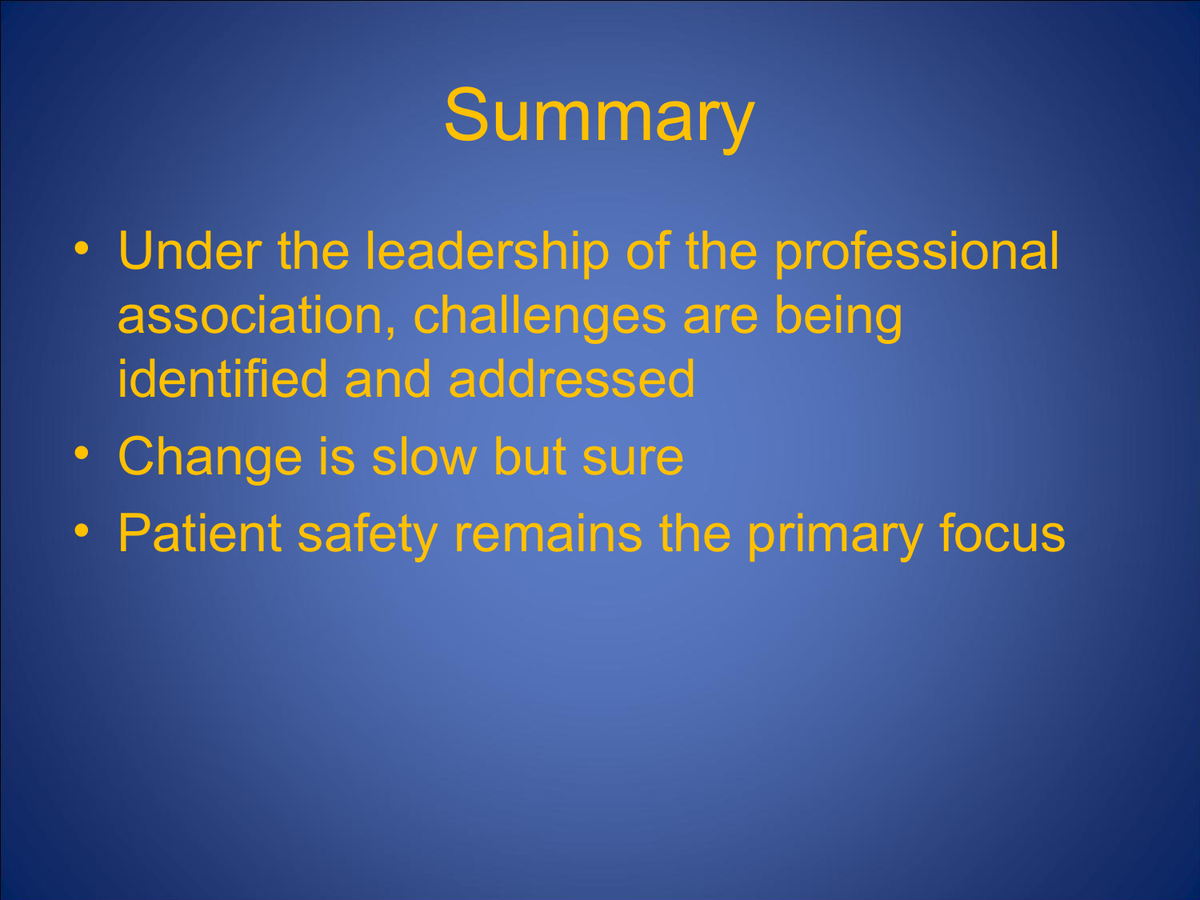# Summary

- Under the leadership of the professional association, challenges are being identified and addressed
- Change is slow but sure
- Patient safety remains the primary focus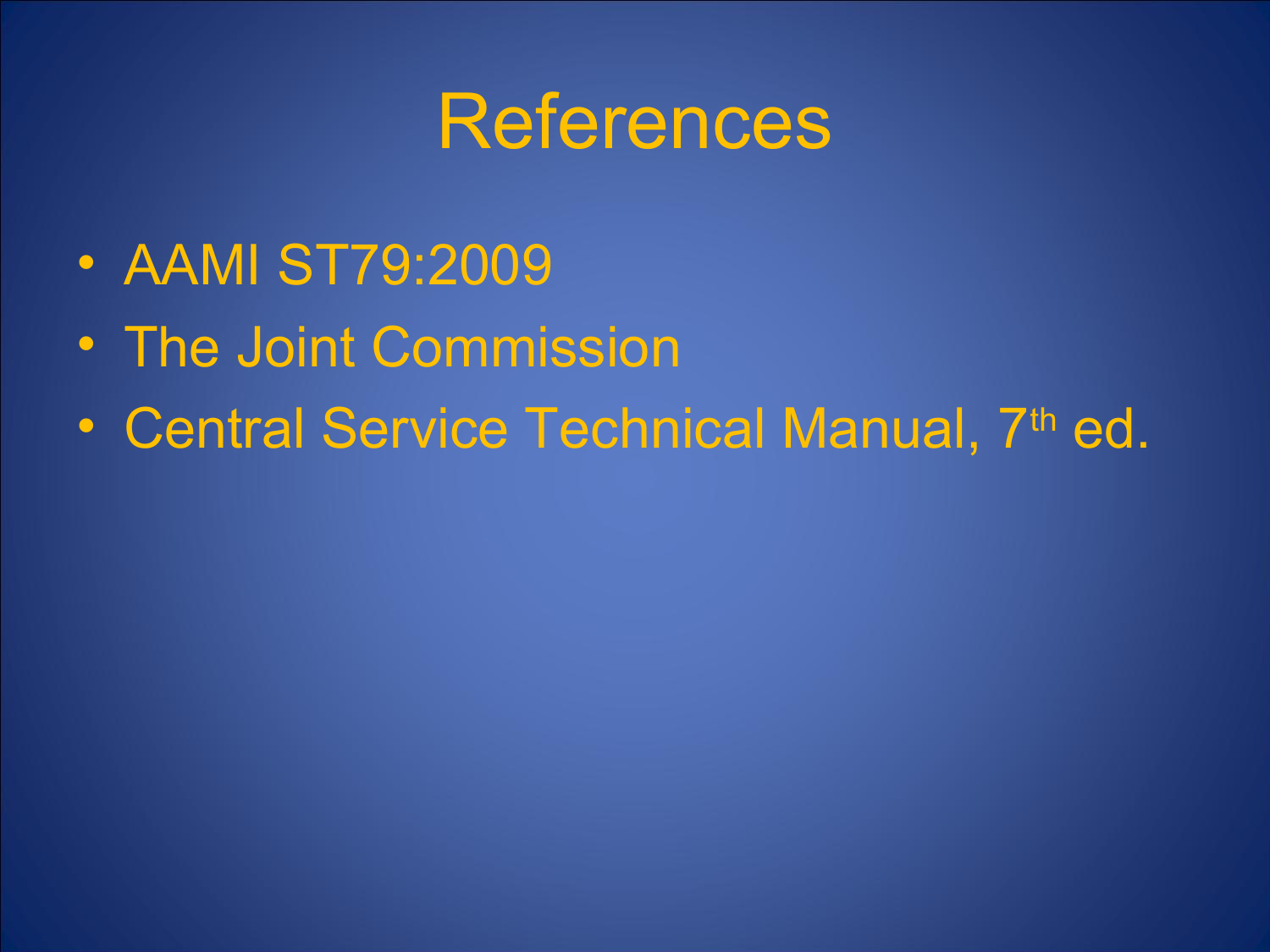# References

- AAMI ST79:2009
- The Joint Commission
- Central Service Technical Manual, 7th ed.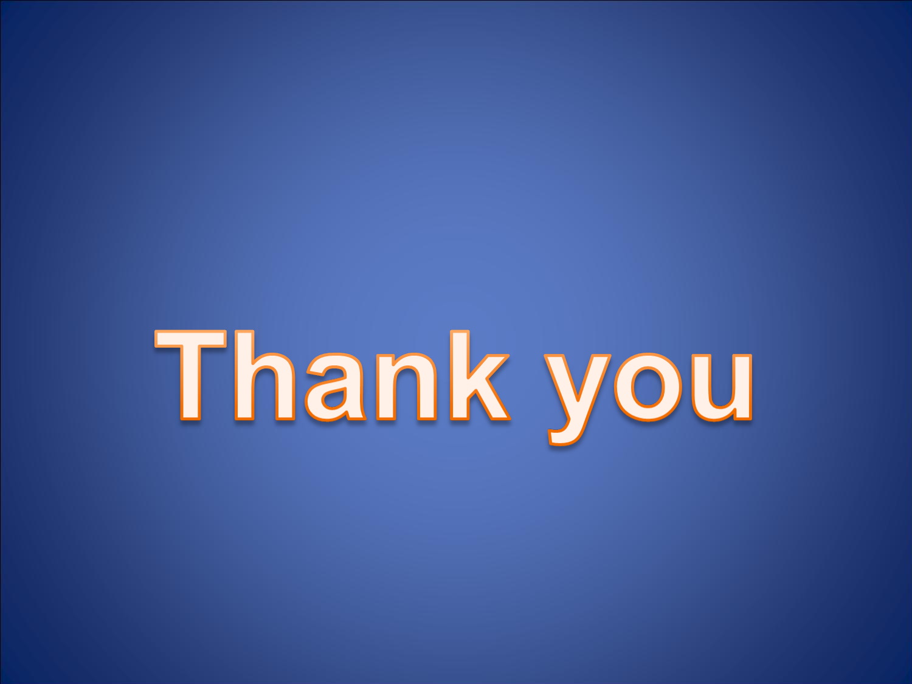# Thank you